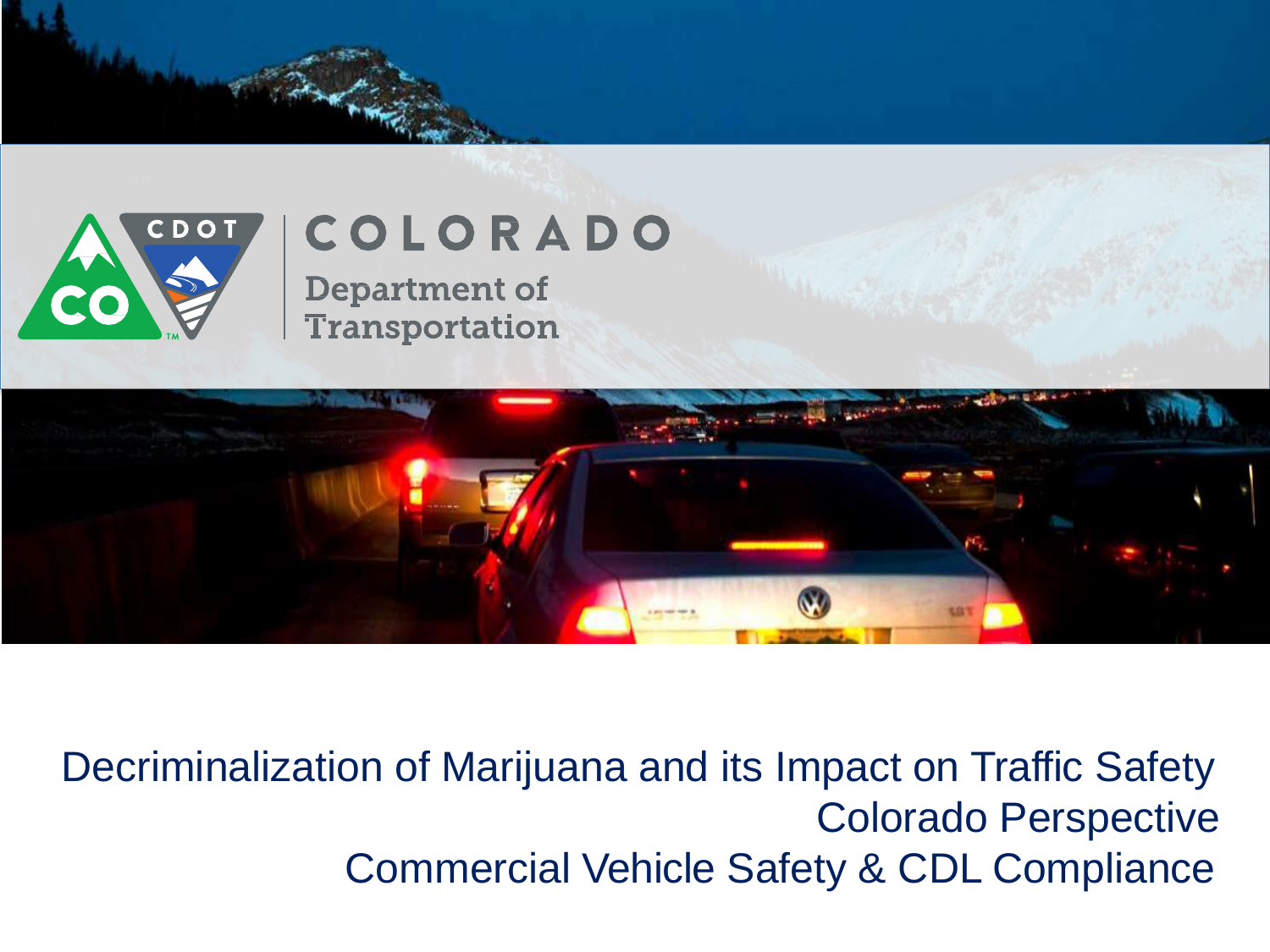COLORADO

Department of Transportation

# Decriminalization of Marijuana and its Impact on Traffic Safety

## Colorado Perspective

## Commercial Vehicle Safety & CDL Compliance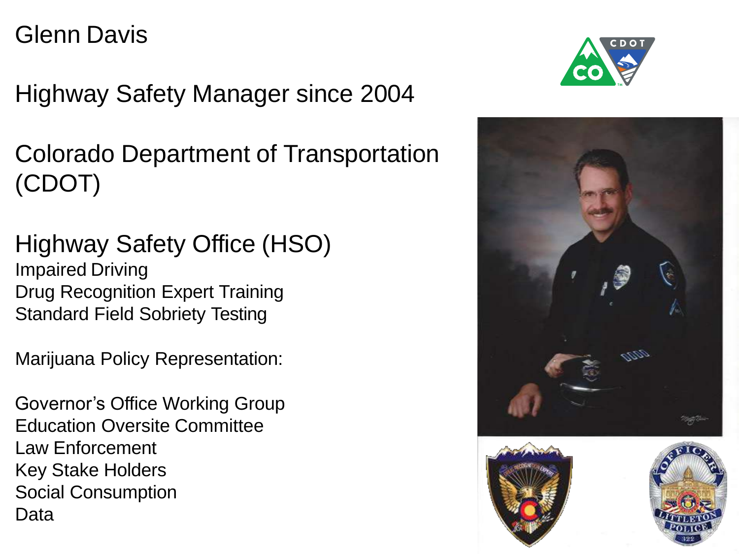# Glenn Davis

## Highway Safety Manager since 2004

## Colorado Department of Transportation (CDOT)

## Highway Safety Office (HSO)

Impaired Driving
Drug Recognition Expert Training
Standard Field Sobriety Testing

Marijuana Policy Representation:

Governor's Office Working Group
Education Oversite Committee
Law Enforcement
Key Stake Holders
Social Consumption
Data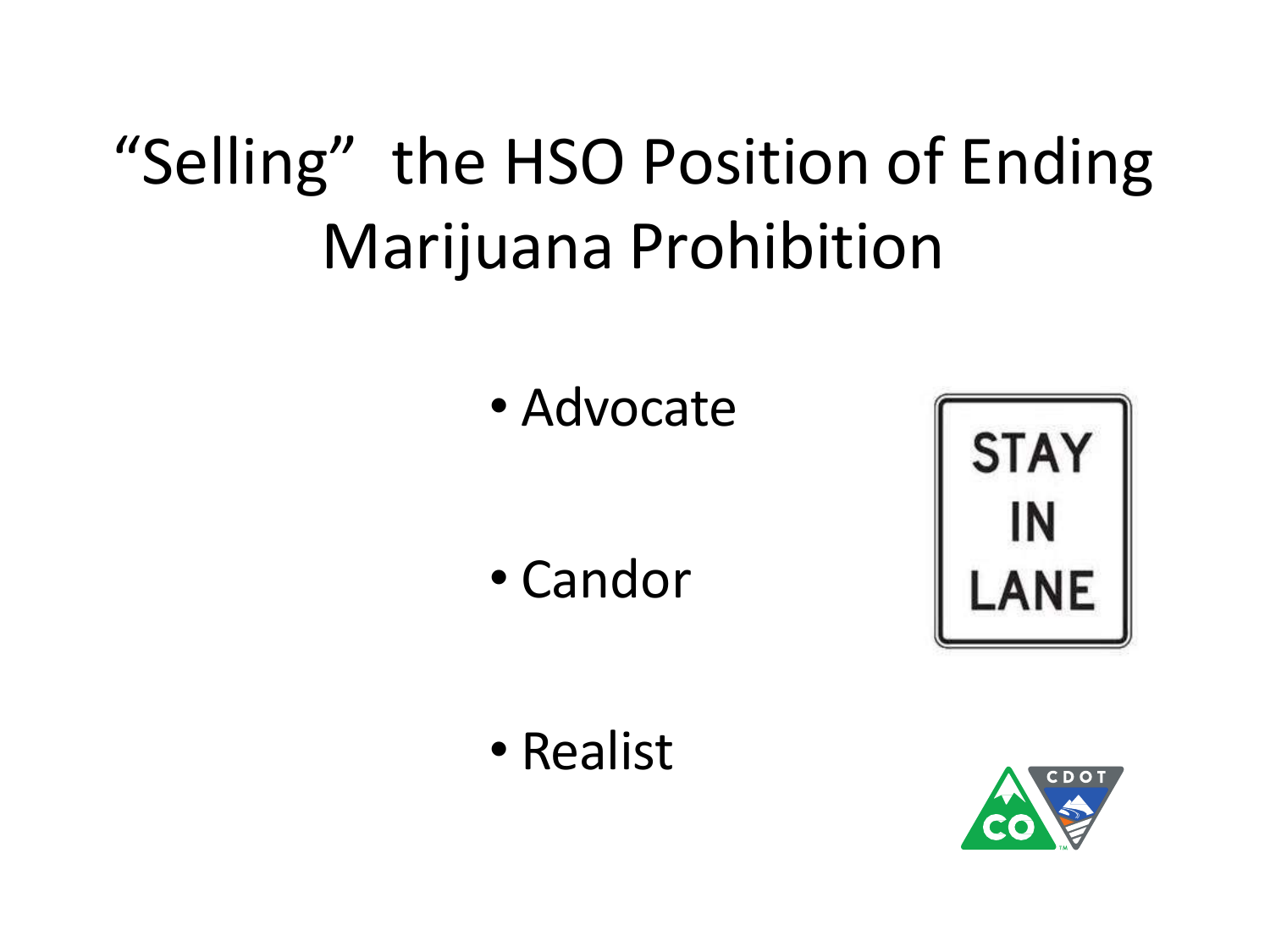# "Selling" the HSO Position of Ending Marijuana Prohibition

- Advocate
- Candor
- Realist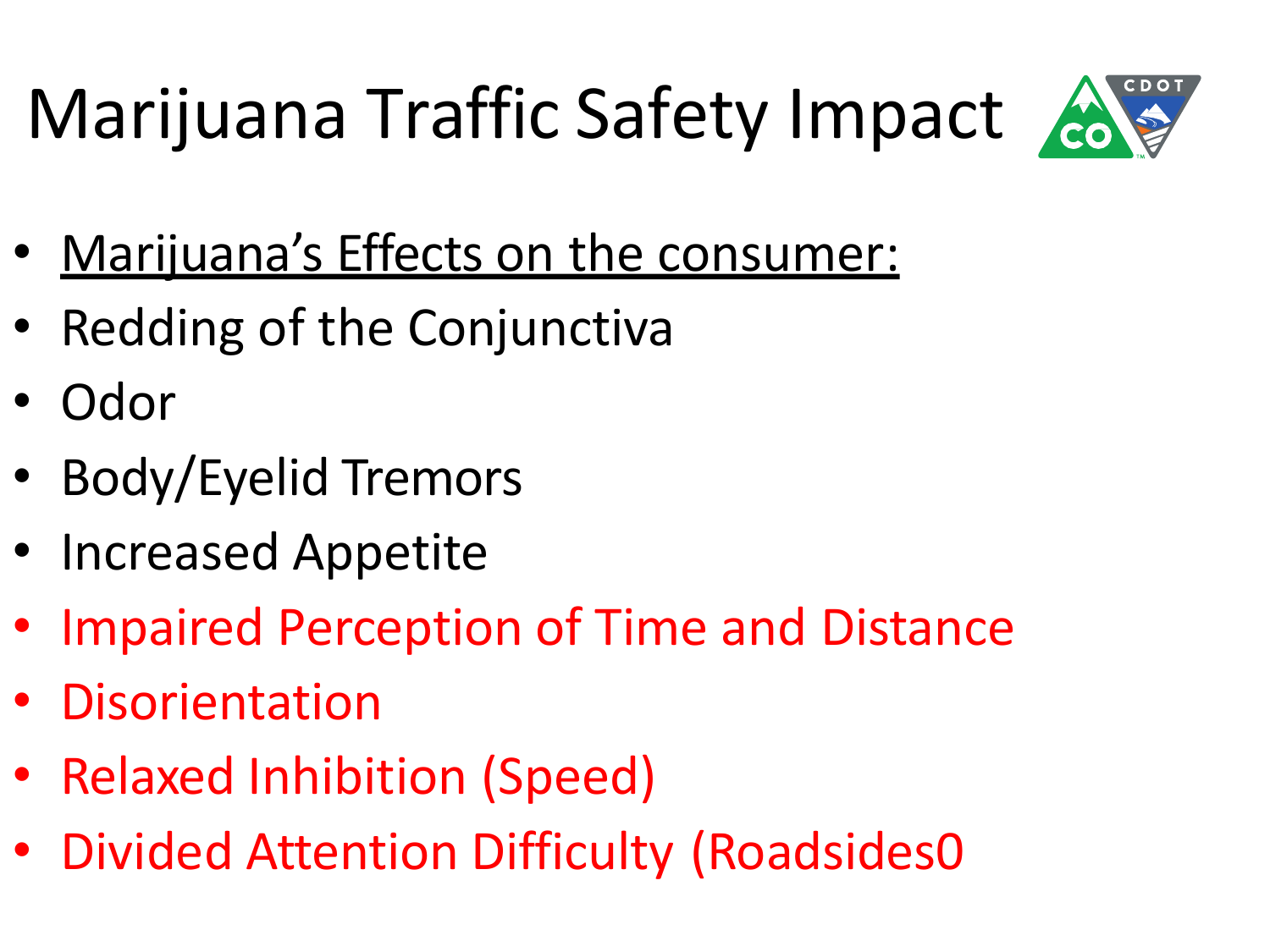# Marijuana Traffic Safety Impact

- <u>Marijuana's Effects on the consumer:</u>
- Redding of the Conjunctiva
- Odor
- Body/Eyelid Tremors
- Increased Appetite
- Impaired Perception of Time and Distance
- Disorientation
- Relaxed Inhibition (Speed)
- Divided Attention Difficulty (Roadsides0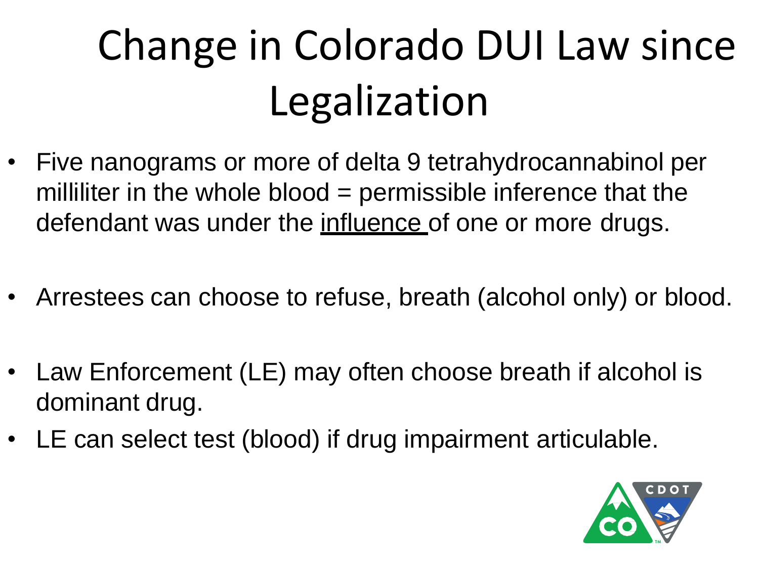# Change in Colorado DUI Law since Legalization

- Five nanograms or more of delta 9 tetrahydrocannabinol per milliliter in the whole blood = permissible inference that the defendant was under the <u>influence</u> of one or more drugs.
- Arrestees can choose to refuse, breath (alcohol only) or blood.
- Law Enforcement (LE) may often choose breath if alcohol is dominant drug.
- LE can select test (blood) if drug impairment articulable.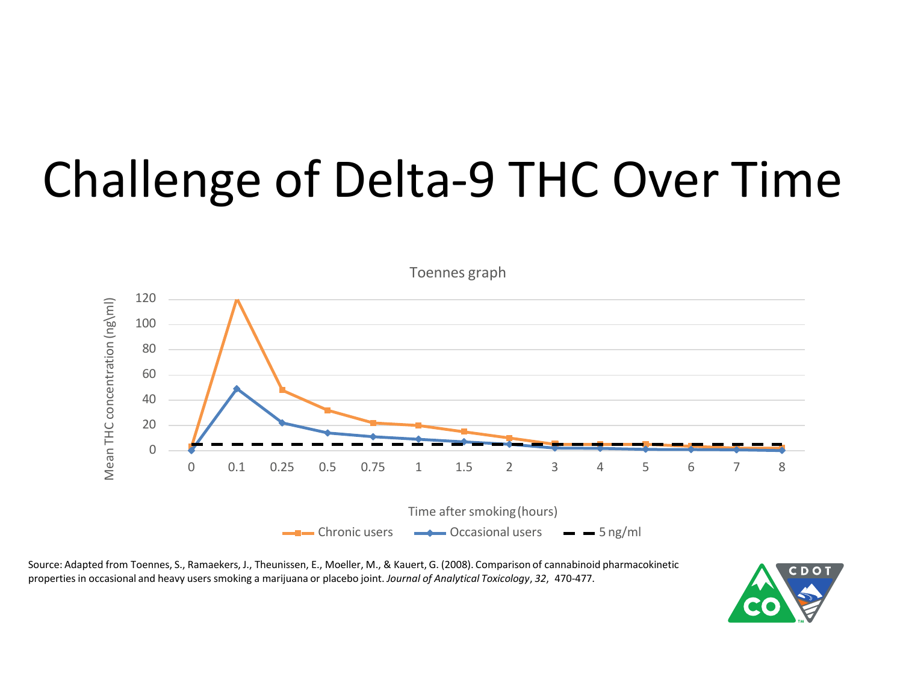# Challenge of Delta-9 THC Over Time

Toennes graph

Mean THC concentration (ng\ml)

120
100
80
60
40
20
0

0 0.1 0.25 0.5 0.75 1 1.5 2 3 4 5 6 7 8

Time after smoking (hours)

Chronic users — Occasional users — 5 ng/ml

Source: Adapted from Toennes, S., Ramaekers, J., Theunissen, E., Moeller, M., & Kauert, G. (2008). Comparison of cannabinoid pharmacokinetic properties in occasional and heavy users smoking a marijuana or placebo joint. *Journal of Analytical Toxicology*, *32*, 470-477.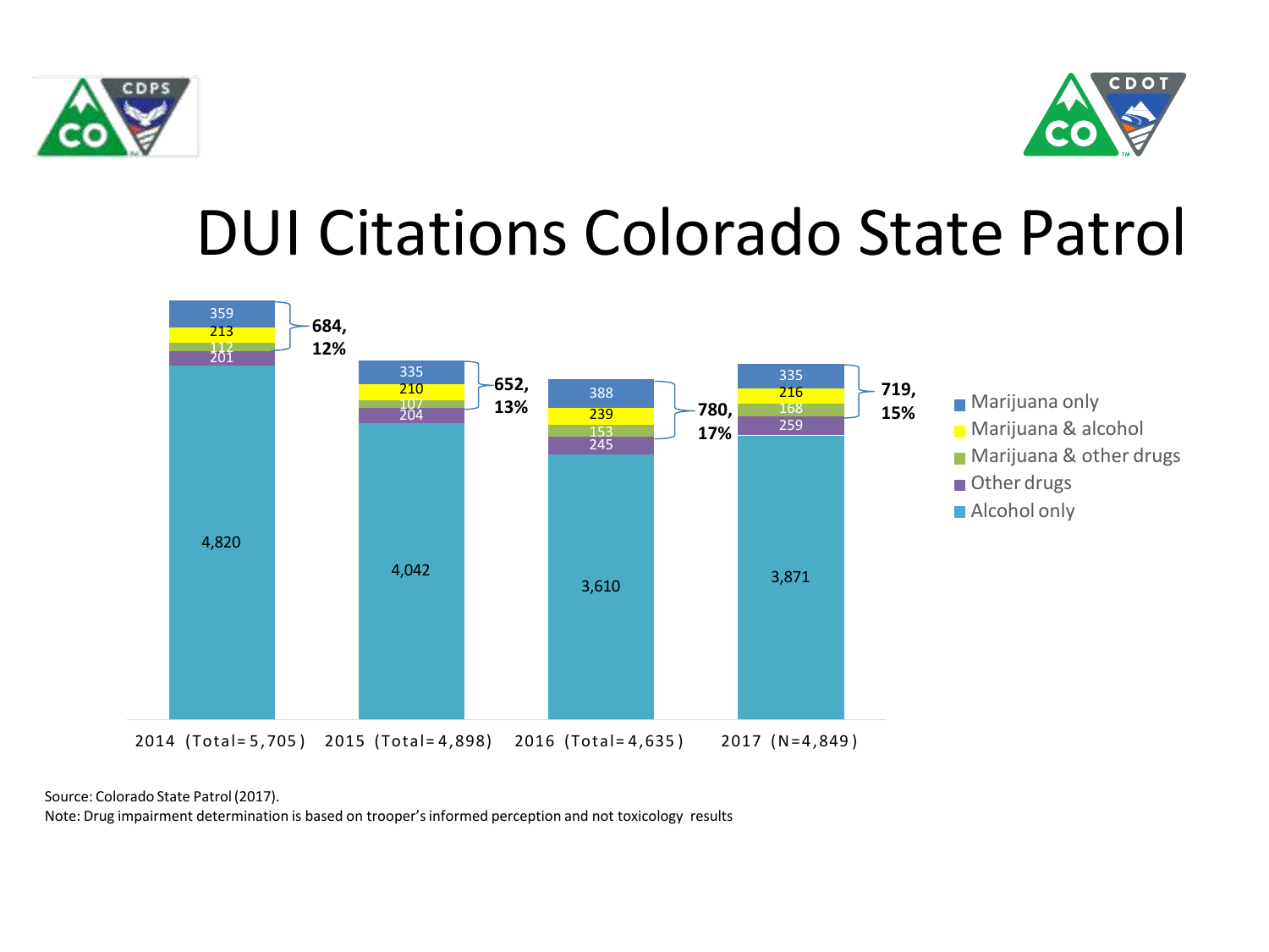# DUI Citations Colorado State Patrol

| | 2014 (Total=5,705) | 2015 (Total=4,898) | 2016 (Total=4,635) | 2017 (N=4,849) |
|---|---|---|---|---|
| Marijuana only | 359 | 335 | 388 | 335 |
| Marijuana & alcohol | 213 | 210 | 239 | 216 |
| Marijuana & other drugs | 112 | 107 | 153 | 168 |
| Other drugs | 201 | 204 | 245 | 259 |
| Alcohol only | 4,820 | 4,042 | 3,610 | 3,871 |
| Marijuana-involved total | 684, 12% | 652, 13% | 780, 17% | 719, 15% |

Source: Colorado State Patrol (2017).

Note: Drug impairment determination is based on trooper's informed perception and not toxicology results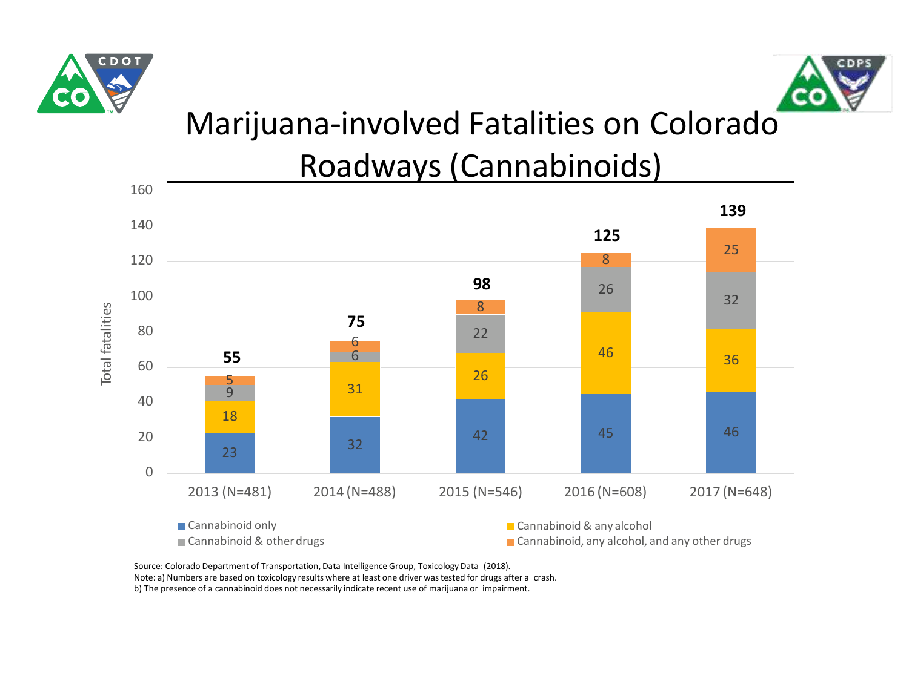# Marijuana-involved Fatalities on Colorado Roadways (Cannabinoids)

| Year | Cannabinoid only | Cannabinoid & any alcohol | Cannabinoid & other drugs | Cannabinoid, any alcohol, and any other drugs | Total fatalities |
| --- | --- | --- | --- | --- | --- |
| 2013 (N=481) | 23 | 18 | 9 | 5 | 55 |
| 2014 (N=488) | 32 | 31 | 6 | 6 | 75 |
| 2015 (N=546) | 42 | 26 | 22 | 8 | 98 |
| 2016 (N=608) | 45 | 46 | 26 | 8 | 125 |
| 2017 (N=648) | 46 | 36 | 32 | 25 | 139 |

Source: Colorado Department of Transportation, Data Intelligence Group, Toxicology Data (2018).
Note: a) Numbers are based on toxicology results where at least one driver was tested for drugs after a crash.
b) The presence of a cannabinoid does not necessarily indicate recent use of marijuana or impairment.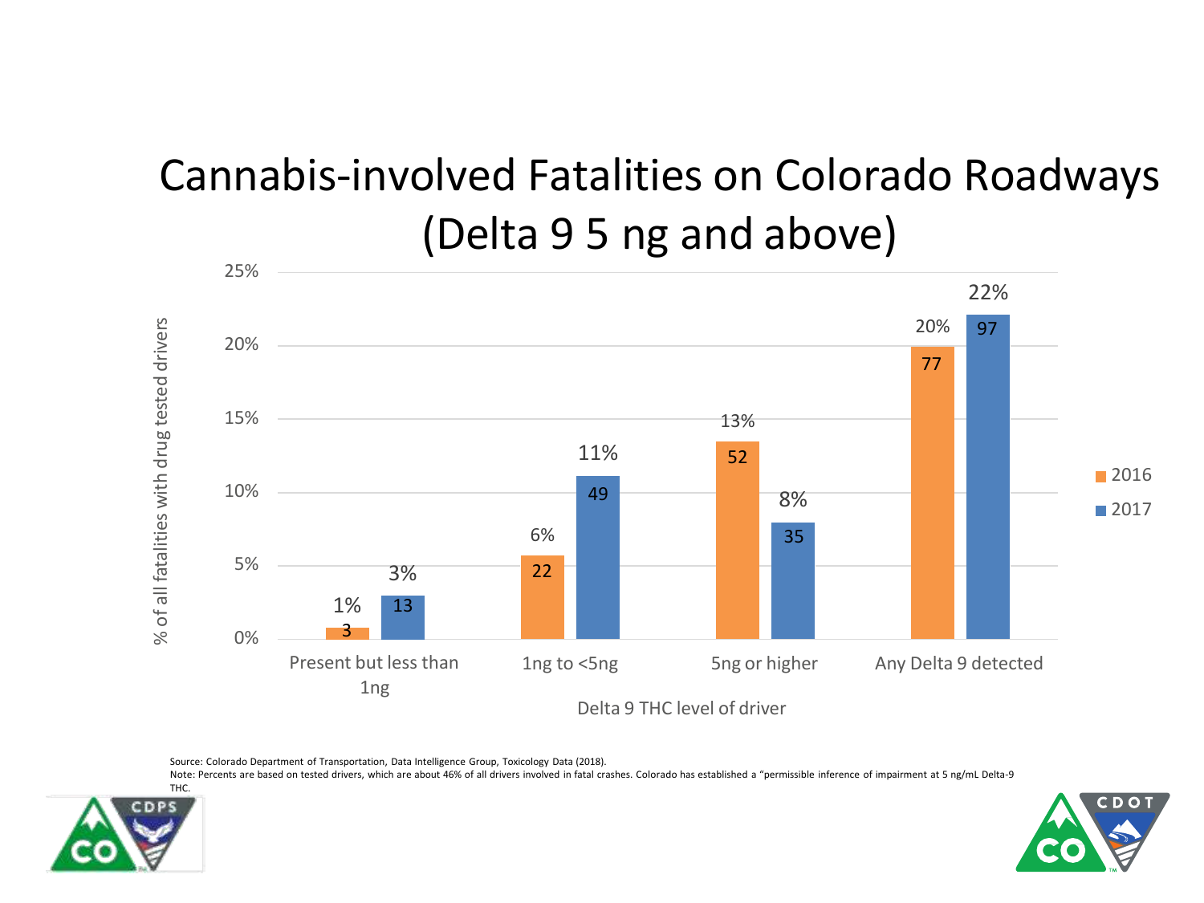# Cannabis-involved Fatalities on Colorado Roadways (Delta 9 5 ng and above)

| Delta 9 THC level of driver | 2016 (%) | 2016 (count) | 2017 (%) | 2017 (count) |
|---|---|---|---|---|
| Present but less than 1ng | 1% | 3 | 3% | 13 |
| 1ng to <5ng | 6% | 22 | 11% | 49 |
| 5ng or higher | 13% | 52 | 8% | 35 |
| Any Delta 9 detected | 20% | 77 | 22% | 97 |

Y-axis: % of all fatalities with drug tested drivers

Source: Colorado Department of Transportation, Data Intelligence Group, Toxicology Data (2018).

Note: Percents are based on tested drivers, which are about 46% of all drivers involved in fatal crashes. Colorado has established a "permissible inference of impairment at 5 ng/mL Delta-9 THC.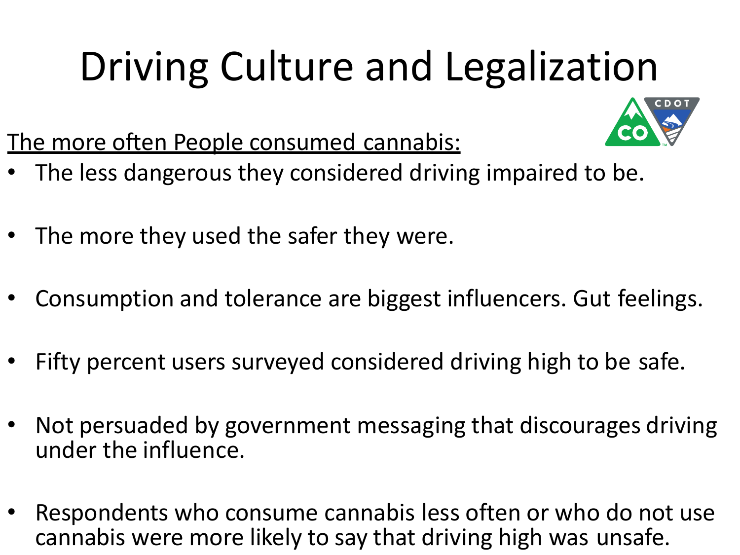# Driving Culture and Legalization

<u>The more often People consumed cannabis:</u>

- The less dangerous they considered driving impaired to be.
- The more they used the safer they were.
- Consumption and tolerance are biggest influencers. Gut feelings.
- Fifty percent users surveyed considered driving high to be safe.
- Not persuaded by government messaging that discourages driving under the influence.
- Respondents who consume cannabis less often or who do not use cannabis were more likely to say that driving high was unsafe.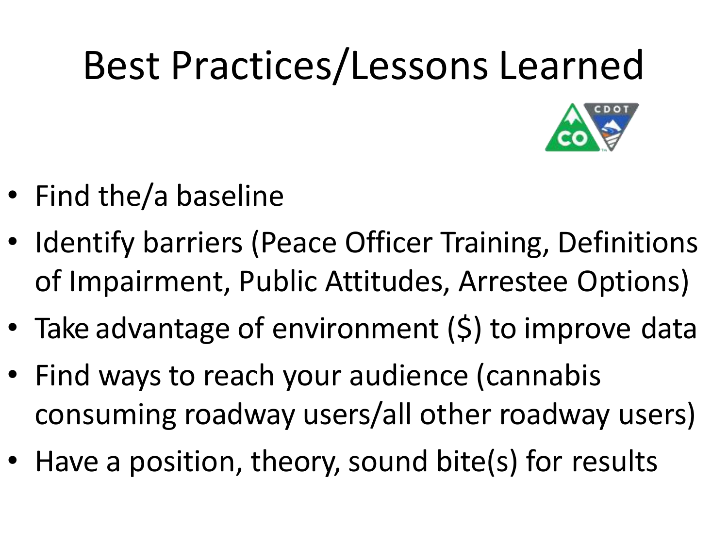# Best Practices/Lessons Learned

- Find the/a baseline
- Identify barriers (Peace Officer Training, Definitions of Impairment, Public Attitudes, Arrestee Options)
- Take advantage of environment ($) to improve data
- Find ways to reach your audience (cannabis consuming roadway users/all other roadway users)
- Have a position, theory, sound bite(s) for results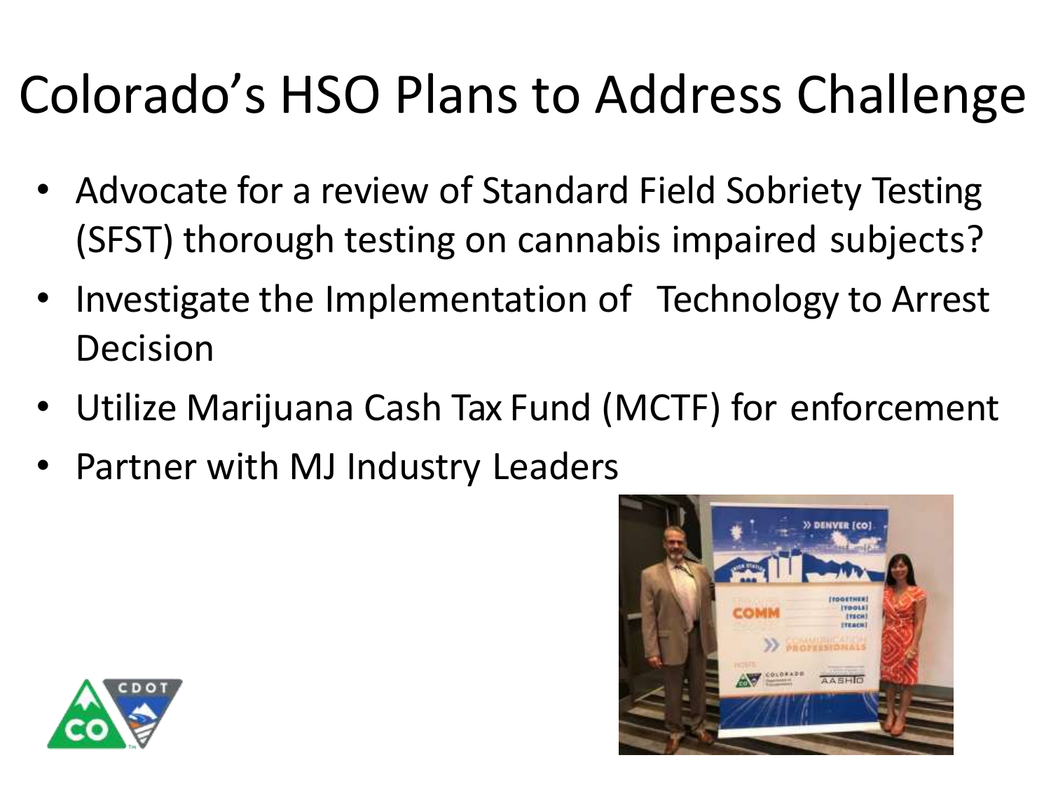# Colorado's HSO Plans to Address Challenge

- Advocate for a review of Standard Field Sobriety Testing (SFST) thorough testing on cannabis impaired subjects?
- Investigate the Implementation of Technology to Arrest Decision
- Utilize Marijuana Cash Tax Fund (MCTF) for enforcement
- Partner with MJ Industry Leaders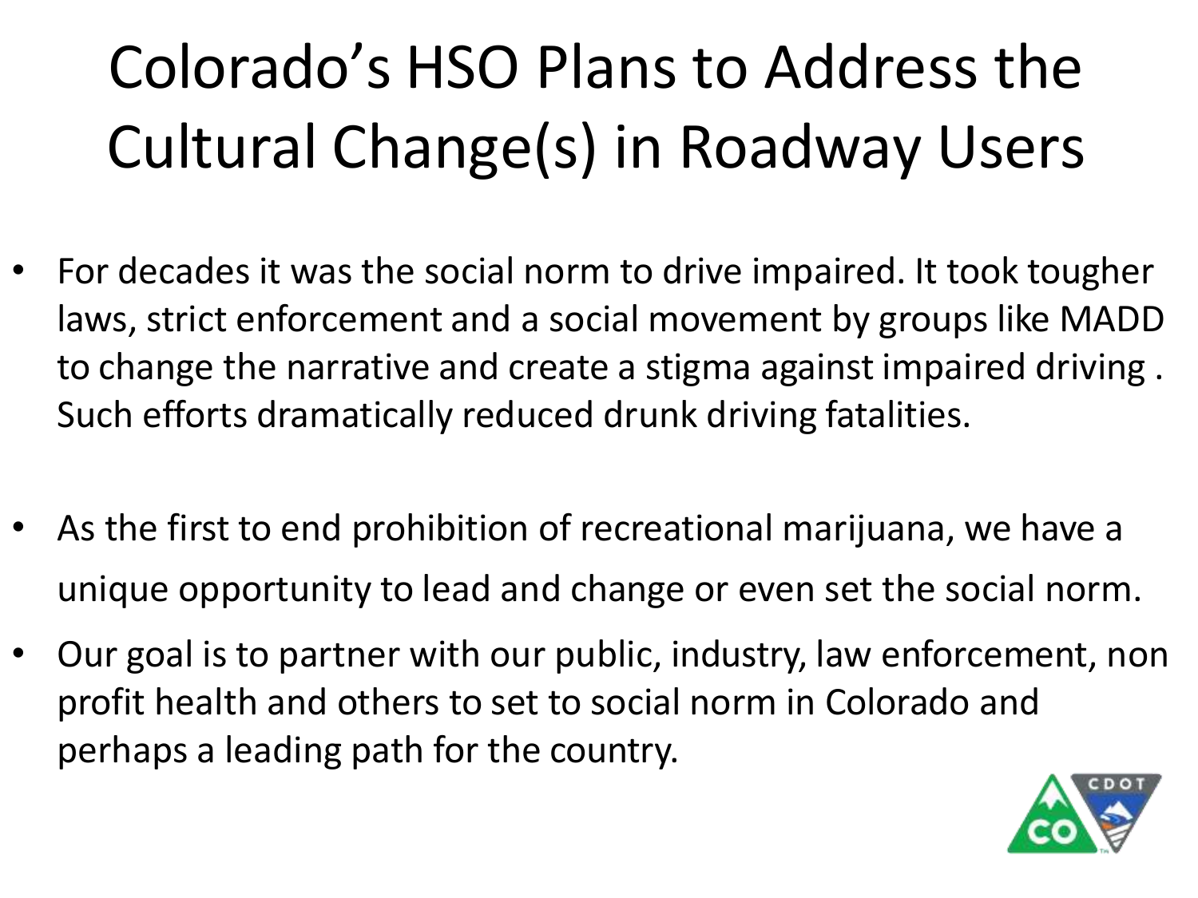# Colorado's HSO Plans to Address the Cultural Change(s) in Roadway Users

- For decades it was the social norm to drive impaired. It took tougher laws, strict enforcement and a social movement by groups like MADD to change the narrative and create a stigma against impaired driving . Such efforts dramatically reduced drunk driving fatalities.

- As the first to end prohibition of recreational marijuana, we have a unique opportunity to lead and change or even set the social norm.
- Our goal is to partner with our public, industry, law enforcement, non profit health and others to set to social norm in Colorado and perhaps a leading path for the country.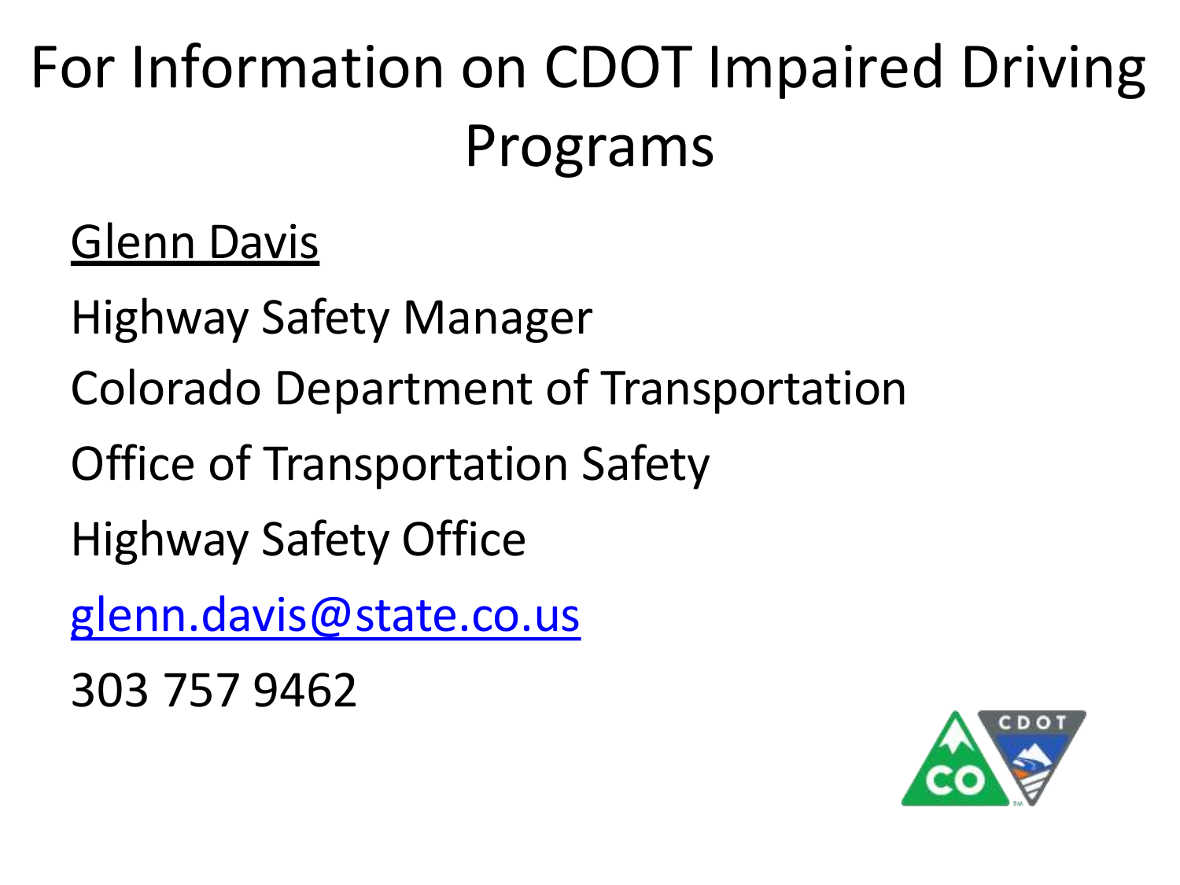# For Information on CDOT Impaired Driving Programs

Glenn Davis

Highway Safety Manager

Colorado Department of Transportation

Office of Transportation Safety

Highway Safety Office

glenn.davis@state.co.us

303 757 9462